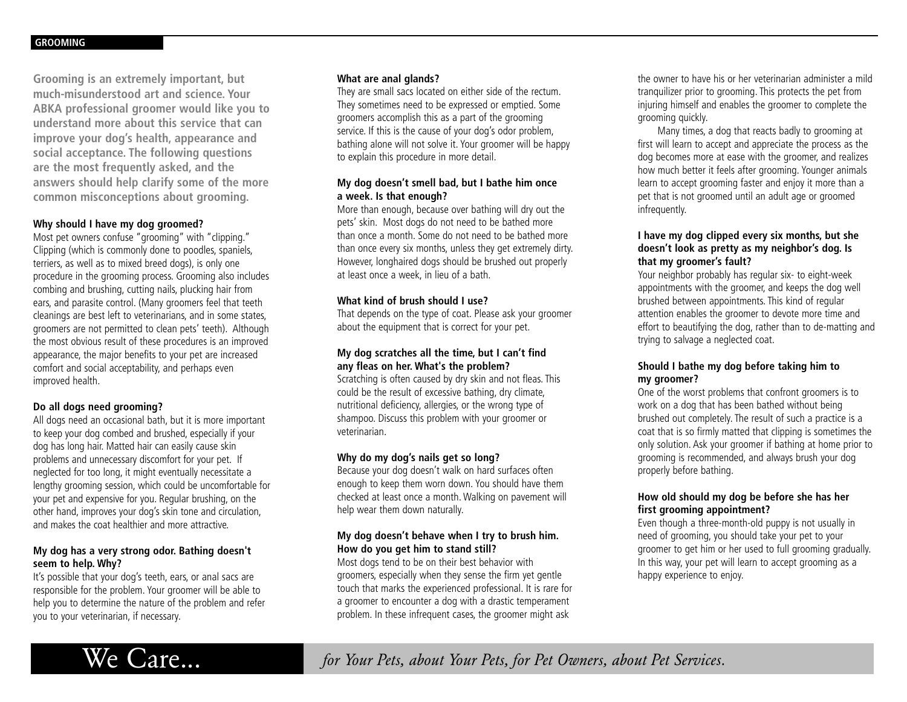## GROOMING

**Grooming is an extremely important, but much-misunderstood art and science. Your ABKA professional groomer would like you to understand more about this service that can improve your dog's health, appearance and social acceptance. The following questions are the most frequently asked, and the answers should help clarify some of the more common misconceptions about grooming.**

### Why should I have my dog groomed?

Most pet owners confuse "grooming" with "clipping." Clipping (which is commonly done to poodles, spaniels, terriers, as well as to mixed breed dogs), is only one procedure in the grooming process. Grooming also includes combing and brushing, cutting nails, plucking hair from ears, and parasite control. (Many groomers feel that teeth cleanings are best left to veterinarians, and in some states, groomers are not permitted to clean pets' teeth). Although the most obvious result of these procedures is an improved appearance, the major benefits to your pet are increased comfort and social acceptability, and perhaps even improved health.

### Do all dogs need grooming?

All dogs need an occasional bath, but it is more important to keep your dog combed and brushed, especially if your dog has long hair. Matted hair can easily cause skin problems and unnecessary discomfort for your pet. If neglected for too long, it might eventually necessitate a lengthy grooming session, which could be uncomfortable for your pet and expensive for you. Regular brushing, on the other hand, improves your dog's skin tone and circulation, and makes the coat healthier and more attractive.

### My dog has a very strong odor. Bathing doesn't seem to help. Why?

It's possible that your dog's teeth, ears, or anal sacs are responsible for the problem. Your groomer will be able to help you to determine the nature of the problem and refer you to your veterinarian, if necessary.

### What are anal glands?

They are small sacs located on either side of the rectum. They sometimes need to be expressed or emptied. Some groomers accomplish this as a part of the grooming service. If this is the cause of your dog's odor problem, bathing alone will not solve it. Your groomer will be happy to explain this procedure in more detail.

### My dog doesn't smell bad, but I bathe him once a week. Is that enough?

More than enough, because over bathing will dry out the pets' skin. Most dogs do not need to be bathed more than once a month. Some do not need to be bathed more than once every six months, unless they get extremely dirty. However, longhaired dogs should be brushed out properly at least once a week, in lieu of a bath.

### What kind of brush should I use?

That depends on the type of coat. Please ask your groomer about the equipment that is correct for your pet.

### My dog scratches all the time, but I can't find any fleas on her. What's the problem?

Scratching is often caused by dry skin and not fleas. This could be the result of excessive bathing, dry climate, nutritional deficiency, allergies, or the wrong type of shampoo. Discuss this problem with your groomer or veterinarian.

### Why do my dog's nails get so long?

Because your dog doesn't walk on hard surfaces often enough to keep them worn down. You should have them checked at least once a month. Walking on pavement will help wear them down naturally.

### My dog doesn't behave when I try to brush him. How do you get him to stand still?

Most dogs tend to be on their best behavior with groomers, especially when they sense the firm yet gentle touch that marks the experienced professional. It is rare for a groomer to encounter a dog with a drastic temperament problem. In these infrequent cases, the groomer might ask the owner to have his or her veterinarian administer a mild tranquilizer prior to grooming. This protects the pet from injuring himself and enables the groomer to complete the grooming quickly.

Many times, a dog that reacts badly to grooming at first will learn to accept and appreciate the process as the dog becomes more at ease with the groomer, and realizes how much better it feels after grooming. Younger animals learn to accept grooming faster and enjoy it more than a pet that is not groomed until an adult age or groomed infrequently.

### I have my dog clipped every six months, but she doesn't look as pretty as my neighbor's dog. Is that my groomer's fault?

Your neighbor probably has regular six- to eight-week appointments with the groomer, and keeps the dog well brushed between appointments. This kind of regular attention enables the groomer to devote more time and effort to beautifying the dog, rather than to de-matting and trying to salvage a neglected coat.

### Should I bathe my dog before taking him to my groomer?

One of the worst problems that confront groomers is to work on a dog that has been bathed without being brushed out completely. The result of such a practice is a coat that is so firmly matted that clipping is sometimes the only solution. Ask your groomer if bathing at home prior to grooming is recommended, and always brush your dog properly before bathing.

### How old should my dog be before she has her first grooming appointment?

Even though a three-month-old puppy is not usually in need of grooming, you should take your pet to your groomer to get him or her used to full grooming gradually. In this way, your pet will learn to accept grooming as a happy experience to enjoy.

We Care... *for Your Pets, about Your Pets, for Pet Owners, about Pet Services.*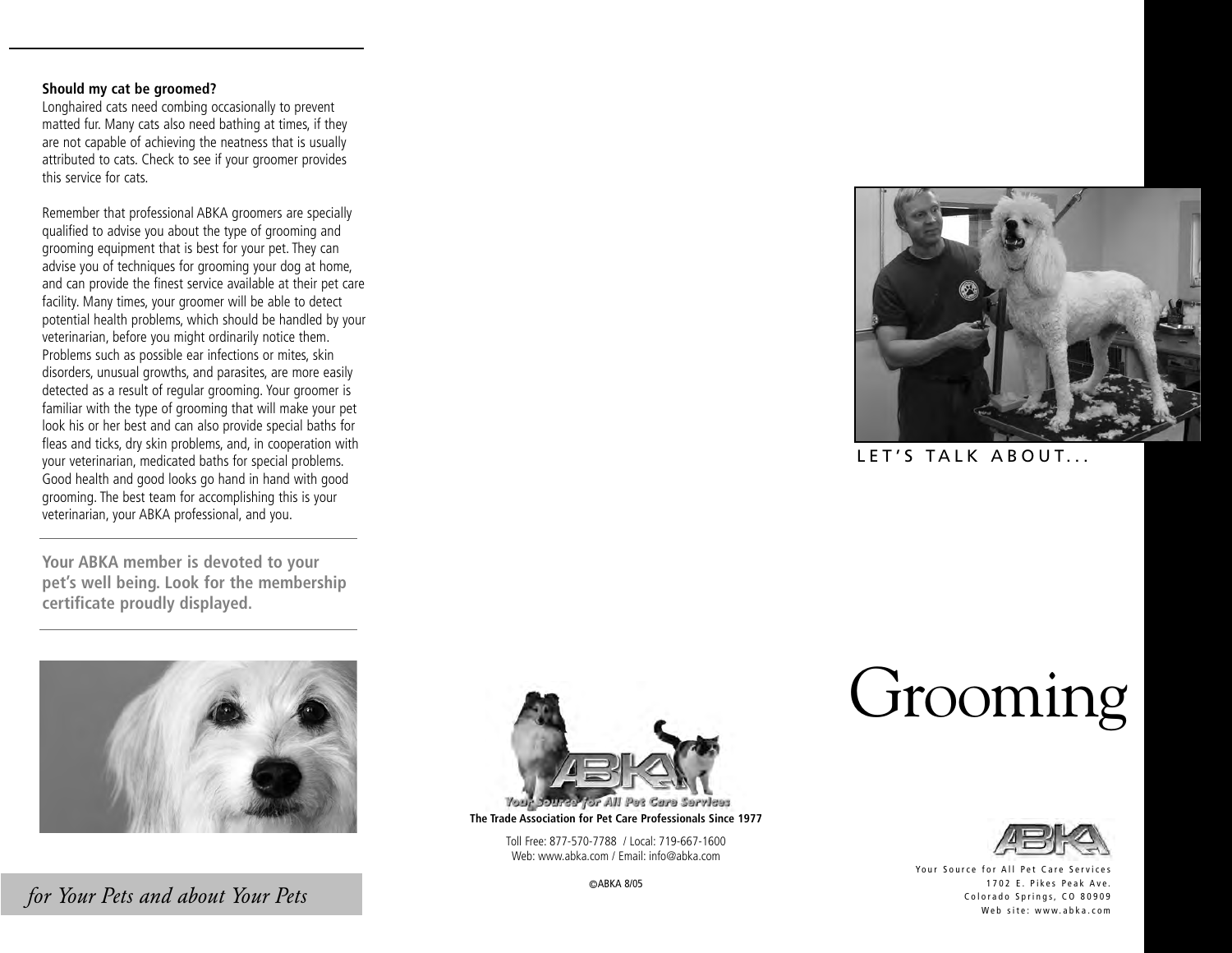**Should my cat be groomed?**
Longhaired cats need combing occasionally to prevent matted fur. Many cats also need bathing at times, if they are not capable of achieving the neatness that is usually attributed to cats. Check to see if your groomer provides this service for cats.

Remember that professional ABKA groomers are specially qualified to advise you about the type of grooming and grooming equipment that is best for your pet. They can advise you of techniques for grooming your dog at home, and can provide the finest service available at their pet care facility. Many times, your groomer will be able to detect potential health problems, which should be handled by your veterinarian, before you might ordinarily notice them. Problems such as possible ear infections or mites, skin disorders, unusual growths, and parasites, are more easily detected as a result of regular grooming. Your groomer is familiar with the type of grooming that will make your pet look his or her best and can also provide special baths for fleas and ticks, dry skin problems, and, in cooperation with your veterinarian, medicated baths for special problems. Good health and good looks go hand in hand with good grooming. The best team for accomplishing this is your veterinarian, your ABKA professional, and you.

**Your ABKA member is devoted to your pet's well being. Look for the membership certificate proudly displayed.**

*for Your Pets and about Your Pets*

ABKA

Your Source for All Pet Care Services

**The Trade Association for Pet Care Professionals Since 1977**

Toll Free: 877-570-7788 / Local: 719-667-1600
Web: www.abka.com / Email: info@abka.com

©ABKA 8/05

LET'S TALK ABOUT...

# Grooming

ABKA

Your Source for All Pet Care Services
1702 E. Pikes Peak Ave.
Colorado Springs, CO 80909
Web site: www.abka.com